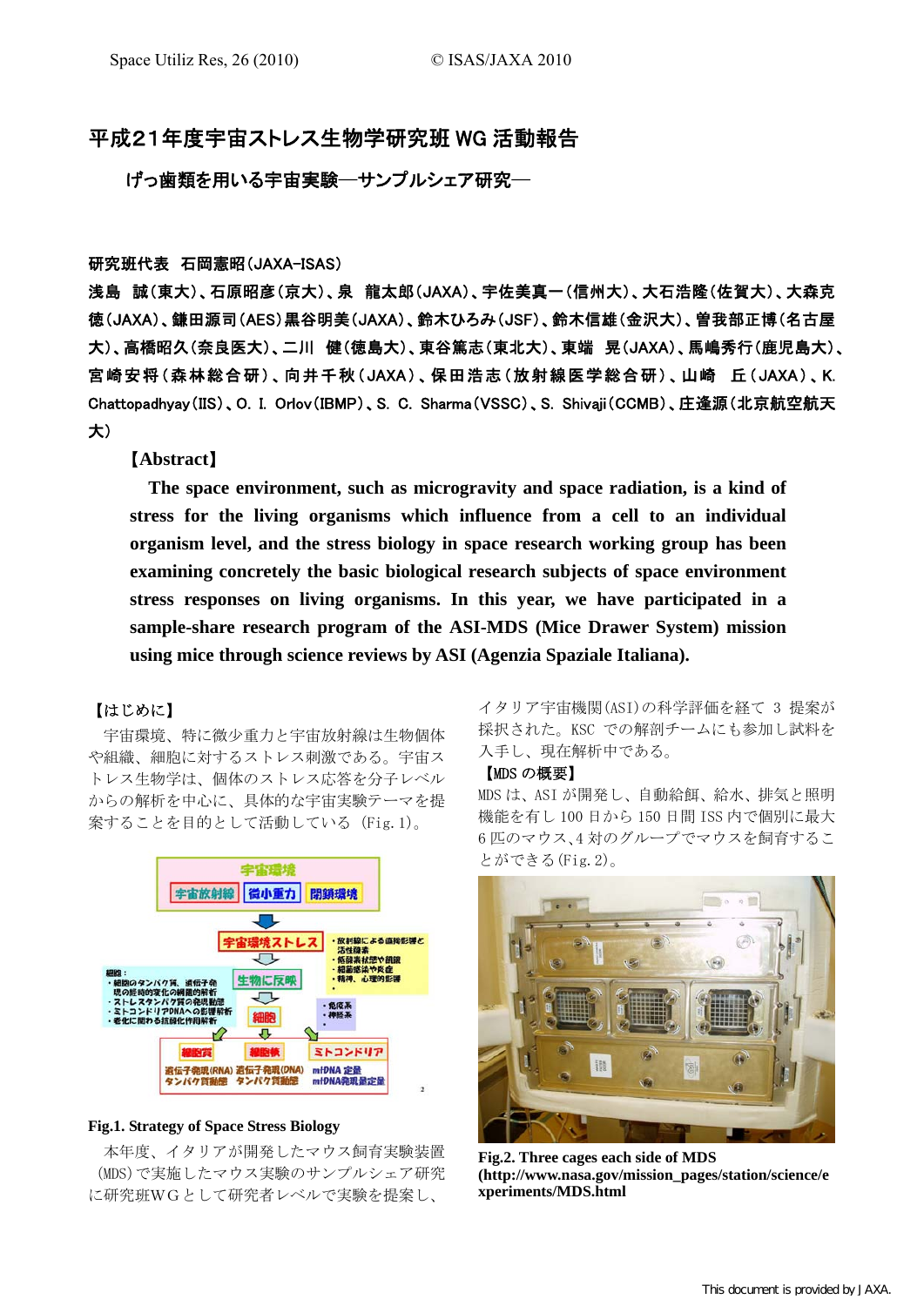# 平成21年度宇宙ストレス生物学研究班 WG 活動報告

## げっ歯類を用いる宇宙実験—サンプルシェア研究—

**研究班代表　石岡憲昭(JAXA-ISAS)**

**浅島　誠(東大)、石原昭彦(京大)、泉　龍太郎(JAXA)、宇佐美真一(信州大)、大石浩隆(佐賀大)、大森克徳(JAXA)、鎌田源司(AES)黒谷明美(JAXA)、鈴木ひろみ(JSF)、鈴木信雄(金沢大)、曽我部正博(名古屋大)、高橋昭久(奈良医大)、二川　健(徳島大)、東谷篤志(東北大)、東端　晃(JAXA)、馬嶋秀行(鹿児島大)、宮崎安将(森林総合研)、向井千秋(JAXA)、保田浩志(放射線医学総合研)、山崎　丘(JAXA)、K. Chattopadhyay(IIS)、O. I. Orlov(IBMP)、S. C. Sharma(VSSC)、S. Shivaji(CCMB)、庄逢源(北京航空航天大)**

**【Abstract】**

**The space environment, such as microgravity and space radiation, is a kind of stress for the living organisms which influence from a cell to an individual organism level, and the stress biology in space research working group has been examining concretely the basic biological research subjects of space environment stress responses on living organisms. In this year, we have participated in a sample-share research program of the ASI-MDS (Mice Drawer System) mission using mice through science reviews by ASI (Agenzia Spaziale Italiana).**

【はじめに】

宇宙環境、特に微少重力と宇宙放射線は生物個体や組織、細胞に対するストレス刺激である。宇宙ストレス生物学は、個体のストレス応答を分子レベルからの解析を中心に、具体的な宇宙実験テーマを提案することを目的として活動している (Fig. 1)。

**Fig.1. Strategy of Space Stress Biology**

本年度、イタリアが開発したマウス飼育実験装置(MDS)で実施したマウス実験のサンプルシェア研究に研究班WGとして研究者レベルで実験を提案し、イタリア宇宙機関(ASI)の科学評価を経て 3 提案が採択された。KSC での解剖チームにも参加し試料を入手し、現在解析中である。

【MDS の概要】

MDS は、ASI が開発し、自動給餌、給水、排気と照明機能を有し 100 日から 150 日間 ISS 内で個別に最大 6 匹のマウス、4 対のグループでマウスを飼育することができる(Fig. 2)。

**Fig.2. Three cages each side of MDS (http://www.nasa.gov/mission_pages/station/science/experiments/MDS.html**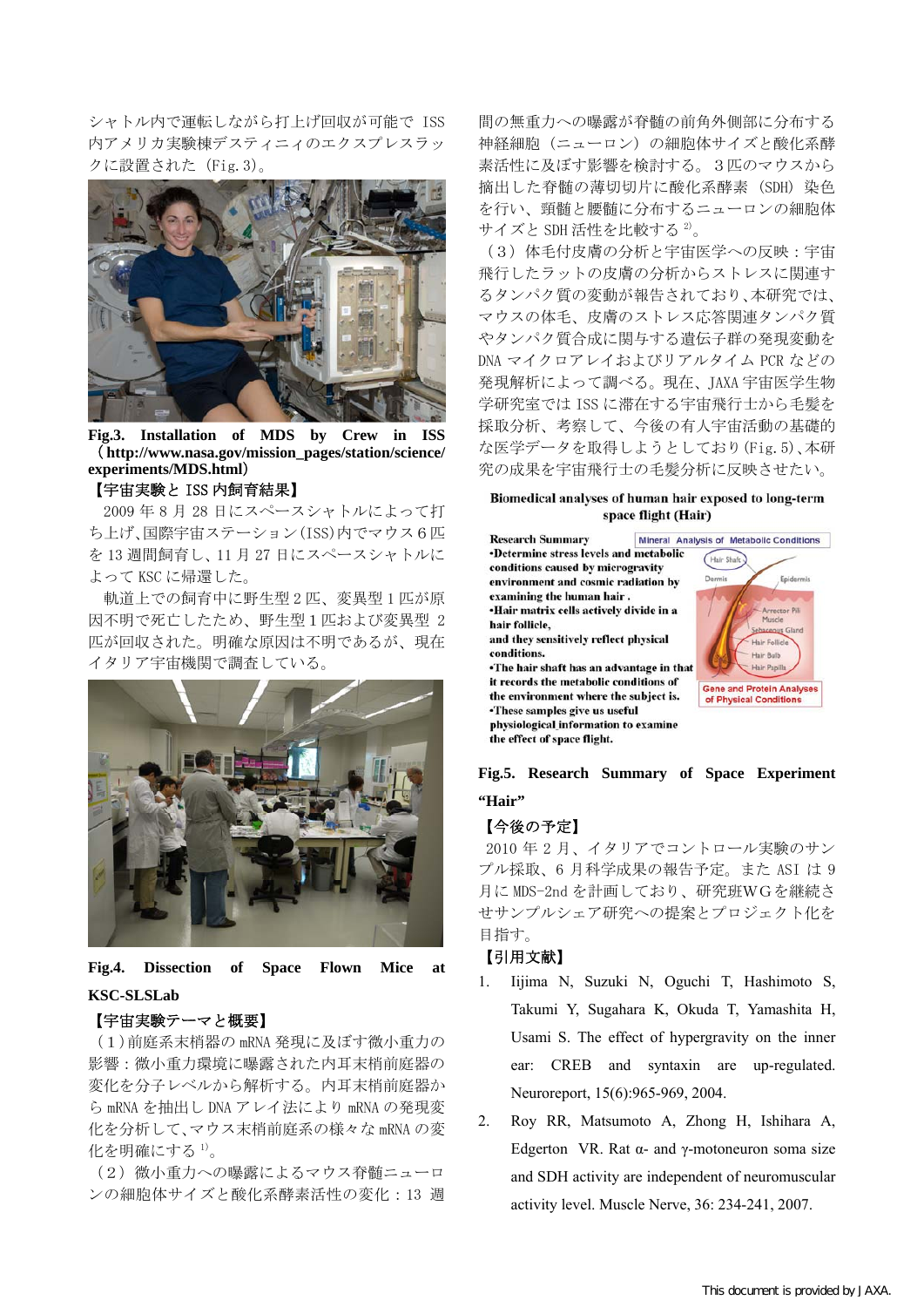シャトル内で運転しながら打上げ回収が可能で ISS 内アメリカ実験棟デスティニィのエクスプレスラックに設置された（Fig.3）。

**Fig.3. Installation of MDS by Crew in ISS （http://www.nasa.gov/mission_pages/station/science/experiments/MDS.html）**

【宇宙実験と ISS 内飼育結果】

2009 年 8 月 28 日にスペースシャトルによって打ち上げ、国際宇宙ステーション(ISS)内でマウス６匹を 13 週間飼育し、11 月 27 日にスペースシャトルによって KSC に帰還した。

軌道上での飼育中に野生型２匹、変異型１匹が原因不明で死亡したため、野生型１匹および変異型 2 匹が回収された。明確な原因は不明であるが、現在イタリア宇宙機関で調査している。

**Fig.4. Dissection of Space Flown Mice at KSC-SLSLab**

【宇宙実験テーマと概要】

（１）前庭系末梢器の mRNA 発現に及ぼす微小重力の影響：微小重力環境に曝露された内耳末梢前庭器の変化を分子レベルから解析する。内耳末梢前庭器から mRNA を抽出し DNA アレイ法により mRNA の発現変化を分析して、マウス末梢前庭系の様々な mRNA の変化を明確にする [1]。

（２）微小重力への曝露によるマウス脊髄ニューロンの細胞体サイズと酸化系酵素活性の変化：13 週間の無重力への曝露が脊髄の前角外側部に分布する神経細胞（ニューロン）の細胞体サイズと酸化系酵素活性に及ぼす影響を検討する。３匹のマウスから摘出した脊髄の薄切切片に酸化系酵素（SDH）染色を行い、頸髄と腰髄に分布するニューロンの細胞体サイズと SDH 活性を比較する [2]。

（３）体毛付皮膚の分析と宇宙医学への反映：宇宙飛行したラットの皮膚の分析からストレスに関連するタンパク質の変動が報告されており、本研究では、マウスの体毛、皮膚のストレス応答関連タンパク質やタンパク質合成に関与する遺伝子群の発現変動を DNA マイクロアレイおよびリアルタイム PCR などの発現解析によって調べる。現在、JAXA 宇宙医学生物学研究室では ISS に滞在する宇宙飛行士から毛髪を採取分析、考察して、今後の有人宇宙活動の基礎的な医学データを取得しようとしており（Fig.5）、本研究の成果を宇宙飛行士の毛髪分析に反映させたい。

Biomedical analyses of human hair exposed to long-term space flight (Hair)

Research Summary
- Determine stress levels and metabolic conditions caused by microgravity environment and cosmic radiation by examining the human hair .
- Hair matrix cells actively divide in a hair follicle, and they sensitively reflect physical conditions.
- The hair shaft has an advantage in that it records the metabolic conditions of the environment where the subject is.
- These samples give us useful physiological information to examine the effect of space flight.

Mineral Analysis of Metabolic Conditions
Hair Shaft
Dermis
Epidermis
Arrector Pili Muscle
Sebaceous Gland
Hair Follicle
Hair Bulb
Hair Papilla
Gene and Protein Analyses of Physical Conditions

**Fig.5. Research Summary of Space Experiment "Hair"**

【今後の予定】

2010 年 2 月、イタリアでコントロール実験のサンプル採取、6 月科学成果の報告予定。また ASI は 9 月に MDS-2nd を計画しており、研究班WGを継続させサンプルシェア研究への提案とプロジェクト化を目指す。

【引用文献】

1. Iijima N, Suzuki N, Oguchi T, Hashimoto S, Takumi Y, Sugahara K, Okuda T, Yamashita H, Usami S. The effect of hypergravity on the inner ear: CREB and syntaxin are up-regulated. Neuroreport, 15(6):965-969, 2004.
2. Roy RR, Matsumoto A, Zhong H, Ishihara A, Edgerton VR. Rat α- and γ-motoneuron soma size and SDH activity are independent of neuromuscular activity level. Muscle Nerve, 36: 234-241, 2007.